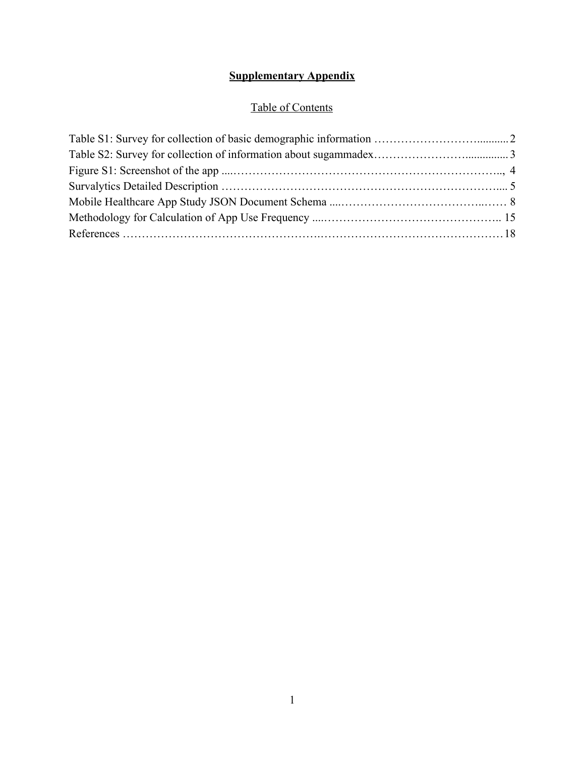# **Supplementary Appendix**

## Table of Contents

Table S1: Survey for collection of basic demographic information ……………………….......... 2
Table S2: Survey for collection of information about sugammadex……………………............... 3
Figure S1: Screenshot of the app ....…………………………………………………………….., 4
Survalytics Detailed Description ……………………………………………………………..... 5
Mobile Healthcare App Study JSON Document Schema ....…………………………….…… 8
Methodology for Calculation of App Use Frequency ....……………………………………….. 15
References ………………………………………….…………………………………………18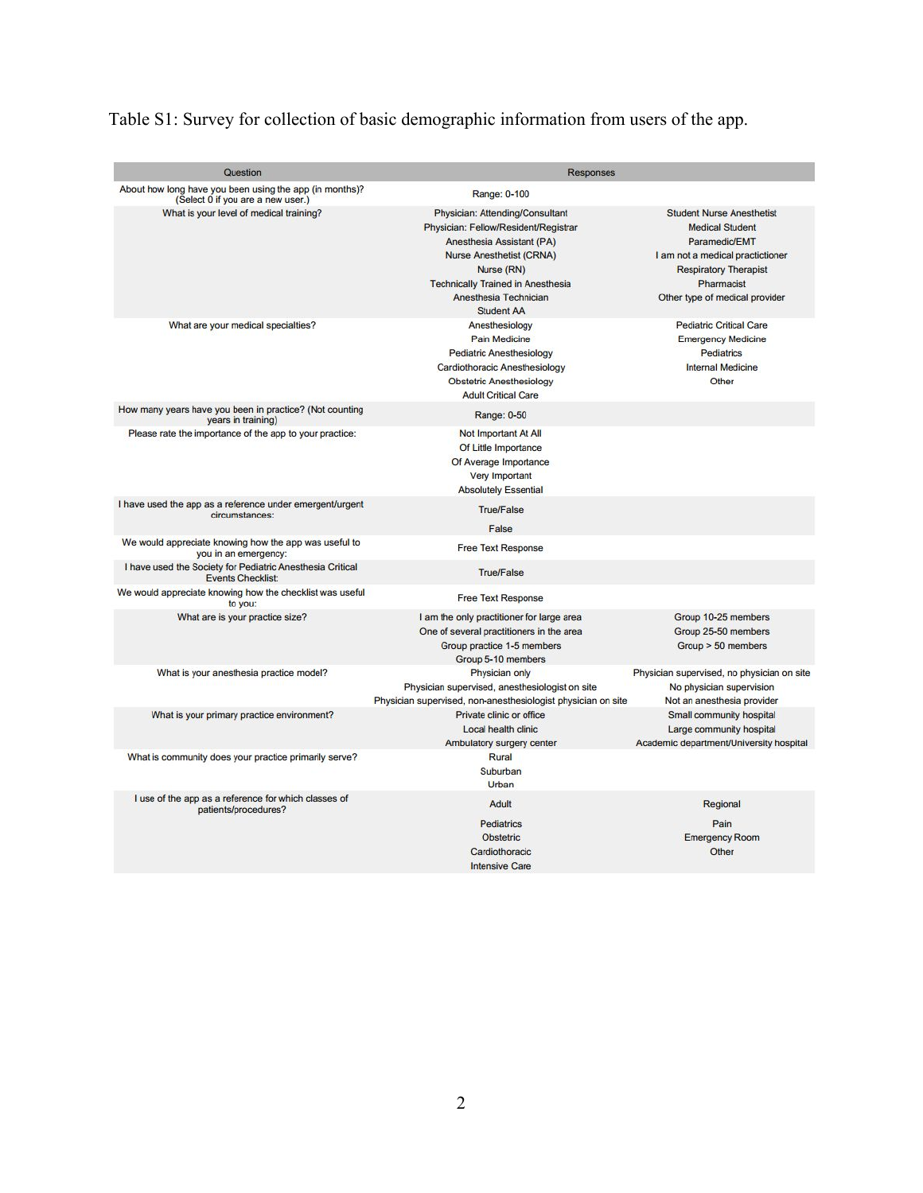Table S1: Survey for collection of basic demographic information from users of the app.

| Question | Responses | |
|---|---|---|
| About how long have you been using the app (in months)? (Select 0 if you are a new user.) | Range: 0-100 | |
| What is your level of medical training? | Physician: Attending/Consultant<br>Physician: Fellow/Resident/Registrar<br>Anesthesia Assistant (PA)<br>Nurse Anesthetist (CRNA)<br>Nurse (RN)<br>Technically Trained in Anesthesia<br>Anesthesia Technician<br>Student AA | Student Nurse Anesthetist<br>Medical Student<br>Paramedic/EMT<br>I am not a medical practictioner<br>Respiratory Therapist<br>Pharmacist<br>Other type of medical provider |
| What are your medical specialties? | Anesthesiology<br>Pain Medicine<br>Pediatric Anesthesiology<br>Cardiothoracic Anesthesiology<br>Obstetric Anesthesiology<br>Adult Critical Care | Pediatric Critical Care<br>Emergency Medicine<br>Pediatrics<br>Internal Medicine<br>Other |
| How many years have you been in practice? (Not counting years in training) | Range: 0-50 | |
| Please rate the importance of the app to your practice: | Not Important At All<br>Of Little Importance<br>Of Average Importance<br>Very Important<br>Absolutely Essential | |
| I have used the app as a reference under emergent/urgent circumstances: | True/False<br>False | |
| We would appreciate knowing how the app was useful to you in an emergency: | Free Text Response | |
| I have used the Society for Pediatric Anesthesia Critical Events Checklist: | True/False | |
| We would appreciate knowing how the checklist was useful to you: | Free Text Response | |
| What are is your practice size? | I am the only practitioner for large area<br>One of several practitioners in the area<br>Group practice 1-5 members<br>Group 5-10 members | Group 10-25 members<br>Group 25-50 members<br>Group > 50 members |
| What is your anesthesia practice model? | Physician only<br>Physician supervised, anesthesiologist on site<br>Physician supervised, non-anesthesiologist physician on site | Physician supervised, no physician on site<br>No physician supervision<br>Not an anesthesia provider |
| What is your primary practice environment? | Private clinic or office<br>Local health clinic<br>Ambulatory surgery center | Small community hospital<br>Large community hospital<br>Academic department/University hospital |
| What is community does your practice primarily serve? | Rural<br>Suburban<br>Urban | |
| I use of the app as a reference for which classes of patients/procedures? | Adult<br>Pediatrics<br>Obstetric<br>Cardiothoracic<br>Intensive Care | Regional<br>Pain<br>Emergency Room<br>Other |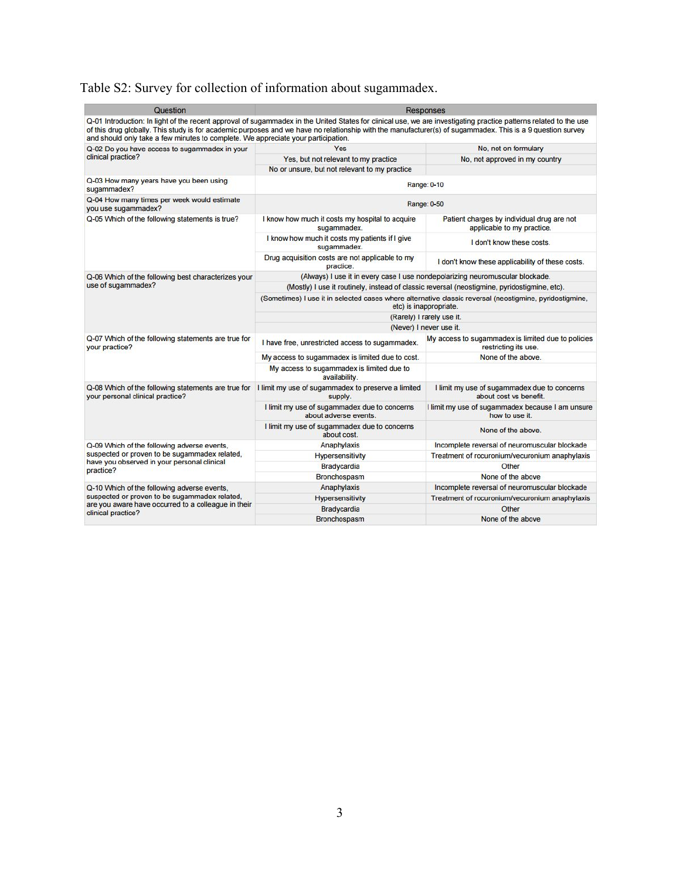Table S2: Survey for collection of information about sugammadex.

| Question | Responses | |
|---|---|---|
| Q-01 Introduction: In light of the recent approval of sugammadex in the United States for clinical use, we are investigating practice patterns related to the use of this drug globally. This study is for academic purposes and we have no relationship with the manufacturer(s) of sugammadex. This is a 9 question survey and should only take a few minutes to complete. We appreciate your participation. | | |
| Q-02 Do you have access to sugammadex in your clinical practice? | Yes | No, not on formulary |
| | Yes, but not relevant to my practice | No, not approved in my country |
| | No or unsure, but not relevant to my practice | |
| Q-03 How many years have you been using sugammadex? | Range: 0-10 | |
| Q-04 How many times per week would estimate you use sugammadex? | Range: 0-50 | |
| Q-05 Which of the following statements is true? | I know how much it costs my hospital to acquire sugammadex. | Patient charges by individual drug are not applicable to my practice. |
| | I know how much it costs my patients if I give sugammadex. | I don't know these costs. |
| | Drug acquisition costs are not applicable to my practice. | I don't know these applicability of these costs. |
| Q-06 Which of the following best characterizes your use of sugammadex? | (Always) I use it in every case I use nondepolarizing neuromuscular blockade. | |
| | (Mostly) I use it routinely, instead of classic reversal (neostigmine, pyridostigmine, etc). | |
| | (Sometimes) I use it in selected cases where alternative classic reversal (neostigmine, pyridostigmine, etc) is inappropriate. | |
| | (Rarely) I rarely use it. | |
| | (Never) I never use it. | |
| Q-07 Which of the following statements are true for your practice? | I have free, unrestricted access to sugammadex. | My access to sugammadex is limited due to policies restricting its use. |
| | My access to sugammadex is limited due to cost. | None of the above. |
| | My access to sugammadex is limited due to availability. | |
| Q-08 Which of the following statements are true for your personal clinical practice? | I limit my use of sugammadex to preserve a limited supply. | I limit my use of sugammadex due to concerns about cost vs benefit. |
| | I limit my use of sugammadex due to concerns about adverse events. | I limit my use of sugammadex because I am unsure how to use it. |
| | I limit my use of sugammadex due to concerns about cost. | None of the above. |
| Q-09 Which of the following adverse events, suspected or proven to be sugammadex related, have you observed in your personal clinical practice? | Anaphylaxis | Incomplete reversal of neuromuscular blockade |
| | Hypersensitivity | Treatment of rocuronium/vecuronium anaphylaxis |
| | Bradycardia | Other |
| | Bronchospasm | None of the above |
| Q-10 Which of the following adverse events, suspected or proven to be sugammadex related, are you aware have occurred to a colleague in their clinical practice? | Anaphylaxis | Incomplete reversal of neuromuscular blockade |
| | Hypersensitivity | Treatment of rocuronium/vecuronium anaphylaxis |
| | Bradycardia | Other |
| | Bronchospasm | None of the above |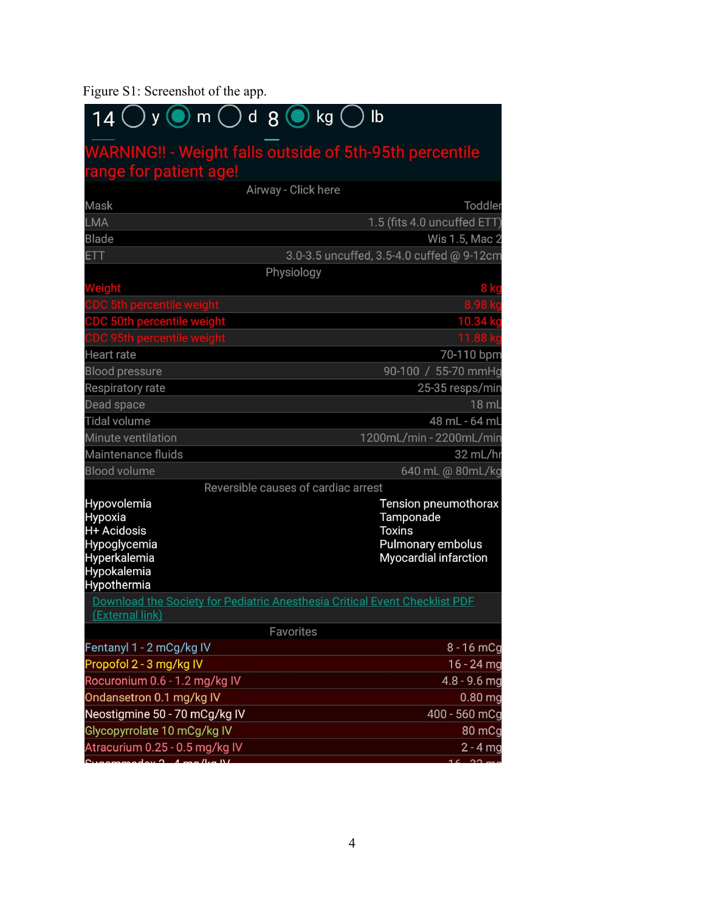Figure S1: Screenshot of the app.

14 ◯ y ◉ m ◯ d 8 ◉ kg ◯ lb

WARNING!! - Weight falls outside of 5th-95th percentile range for patient age!

| Airway - Click here | |
|---|---|
| Mask | Toddler |
| LMA | 1.5 (fits 4.0 uncuffed ETT) |
| Blade | Wis 1.5, Mac 2 |
| ETT | 3.0-3.5 uncuffed, 3.5-4.0 cuffed @ 9-12cm |

| Physiology | |
|---|---|
| Weight | 8 kg |
| CDC 5th percentile weight | 8.98 kg |
| CDC 50th percentile weight | 10.34 kg |
| CDC 95th percentile weight | 11.88 kg |
| Heart rate | 70-110 bpm |
| Blood pressure | 90-100 / 55-70 mmHg |
| Respiratory rate | 25-35 resps/min |
| Dead space | 18 mL |
| Tidal volume | 48 mL - 64 mL |
| Minute ventilation | 1200mL/min - 2200mL/min |
| Maintenance fluids | 32 mL/hr |
| Blood volume | 640 mL @ 80mL/kg |

| Reversible causes of cardiac arrest | |
|---|---|
| Hypovolemia | Tension pneumothorax |
| Hypoxia | Tamponade |
| H+ Acidosis | Toxins |
| Hypoglycemia | Pulmonary embolus |
| Hyperkalemia | Myocardial infarction |
| Hypokalemia | |
| Hypothermia | |

Download the Society for Pediatric Anesthesia Critical Event Checklist PDF (External link)

| Favorites | |
|---|---|
| Fentanyl 1 - 2 mCg/kg IV | 8 - 16 mCg |
| Propofol 2 - 3 mg/kg IV | 16 - 24 mg |
| Rocuronium 0.6 - 1.2 mg/kg IV | 4.8 - 9.6 mg |
| Ondansetron 0.1 mg/kg IV | 0.80 mg |
| Neostigmine 50 - 70 mCg/kg IV | 400 - 560 mCg |
| Glycopyrrolate 10 mCg/kg IV | 80 mCg |
| Atracurium 0.25 - 0.5 mg/kg IV | 2 - 4 mg |
| Sugammadex 2 - 4 mg/kg IV | 16 - 32 mg |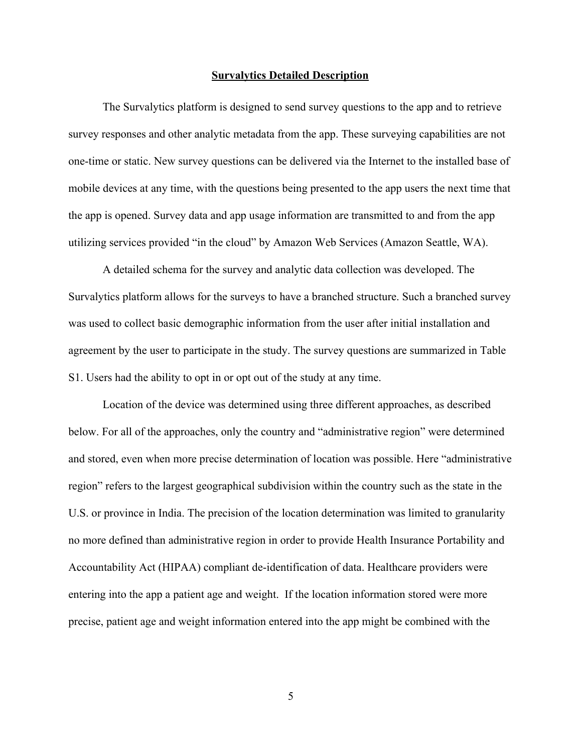## Survalytics Detailed Description

The Survalytics platform is designed to send survey questions to the app and to retrieve survey responses and other analytic metadata from the app. These surveying capabilities are not one-time or static. New survey questions can be delivered via the Internet to the installed base of mobile devices at any time, with the questions being presented to the app users the next time that the app is opened. Survey data and app usage information are transmitted to and from the app utilizing services provided "in the cloud" by Amazon Web Services (Amazon Seattle, WA).

A detailed schema for the survey and analytic data collection was developed. The Survalytics platform allows for the surveys to have a branched structure. Such a branched survey was used to collect basic demographic information from the user after initial installation and agreement by the user to participate in the study. The survey questions are summarized in Table S1. Users had the ability to opt in or opt out of the study at any time.

Location of the device was determined using three different approaches, as described below. For all of the approaches, only the country and "administrative region" were determined and stored, even when more precise determination of location was possible. Here "administrative region" refers to the largest geographical subdivision within the country such as the state in the U.S. or province in India. The precision of the location determination was limited to granularity no more defined than administrative region in order to provide Health Insurance Portability and Accountability Act (HIPAA) compliant de-identification of data. Healthcare providers were entering into the app a patient age and weight. If the location information stored were more precise, patient age and weight information entered into the app might be combined with the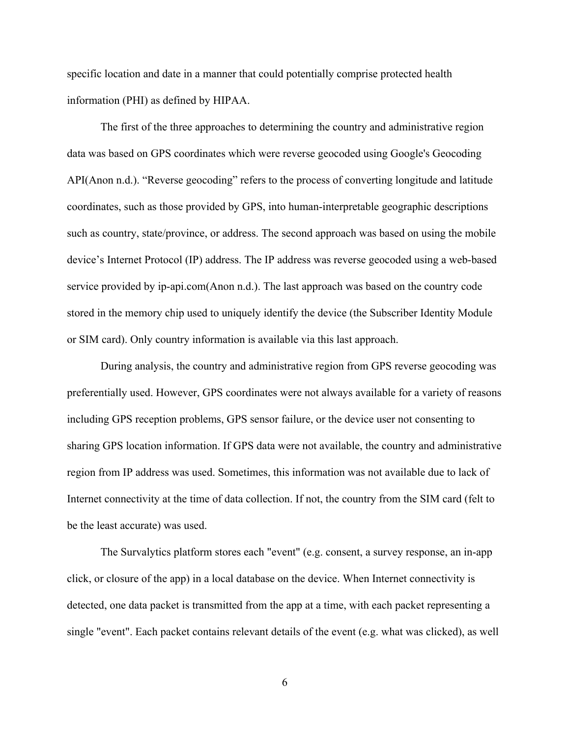specific location and date in a manner that could potentially comprise protected health information (PHI) as defined by HIPAA.

The first of the three approaches to determining the country and administrative region data was based on GPS coordinates which were reverse geocoded using Google's Geocoding API(Anon n.d.). “Reverse geocoding” refers to the process of converting longitude and latitude coordinates, such as those provided by GPS, into human-interpretable geographic descriptions such as country, state/province, or address. The second approach was based on using the mobile device’s Internet Protocol (IP) address. The IP address was reverse geocoded using a web-based service provided by ip-api.com(Anon n.d.). The last approach was based on the country code stored in the memory chip used to uniquely identify the device (the Subscriber Identity Module or SIM card). Only country information is available via this last approach.

During analysis, the country and administrative region from GPS reverse geocoding was preferentially used. However, GPS coordinates were not always available for a variety of reasons including GPS reception problems, GPS sensor failure, or the device user not consenting to sharing GPS location information. If GPS data were not available, the country and administrative region from IP address was used. Sometimes, this information was not available due to lack of Internet connectivity at the time of data collection. If not, the country from the SIM card (felt to be the least accurate) was used.

The Survalytics platform stores each "event" (e.g. consent, a survey response, an in-app click, or closure of the app) in a local database on the device. When Internet connectivity is detected, one data packet is transmitted from the app at a time, with each packet representing a single "event". Each packet contains relevant details of the event (e.g. what was clicked), as well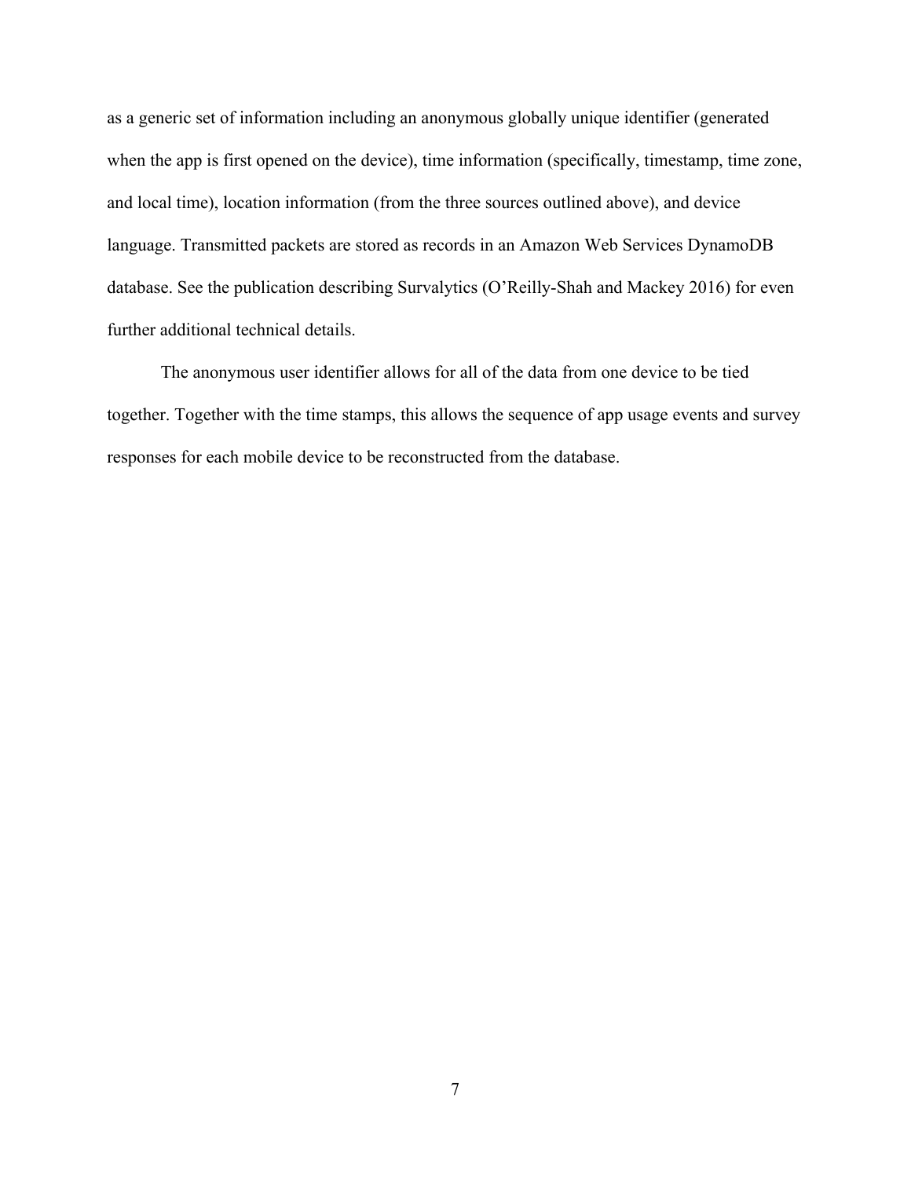as a generic set of information including an anonymous globally unique identifier (generated when the app is first opened on the device), time information (specifically, timestamp, time zone, and local time), location information (from the three sources outlined above), and device language. Transmitted packets are stored as records in an Amazon Web Services DynamoDB database. See the publication describing Survalytics (O'Reilly-Shah and Mackey 2016) for even further additional technical details.

The anonymous user identifier allows for all of the data from one device to be tied together. Together with the time stamps, this allows the sequence of app usage events and survey responses for each mobile device to be reconstructed from the database.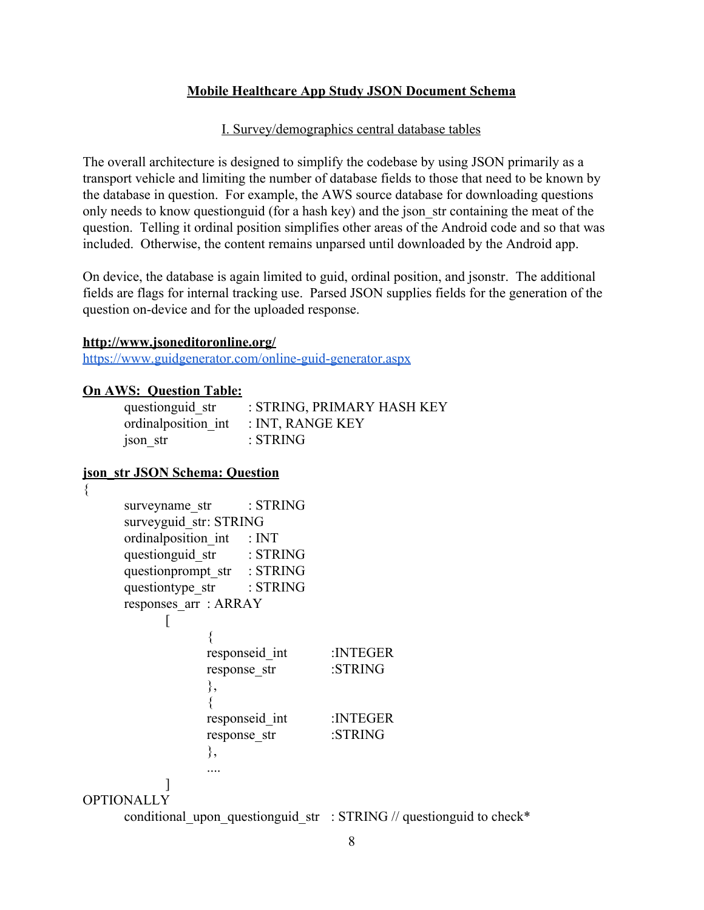## Mobile Healthcare App Study JSON Document Schema

### I. Survey/demographics central database tables

The overall architecture is designed to simplify the codebase by using JSON primarily as a transport vehicle and limiting the number of database fields to those that need to be known by the database in question. For example, the AWS source database for downloading questions only needs to know questionguid (for a hash key) and the json_str containing the meat of the question. Telling it ordinal position simplifies other areas of the Android code and so that was included. Otherwise, the content remains unparsed until downloaded by the Android app.

On device, the database is again limited to guid, ordinal position, and jsonstr. The additional fields are flags for internal tracking use. Parsed JSON supplies fields for the generation of the question on-device and for the uploaded response.

**http://www.jsoneditoronline.org/**
https://www.guidgenerator.com/online-guid-generator.aspx

**On AWS: Question Table:**

```
questionguid_str      : STRING, PRIMARY HASH KEY
ordinalposition_int   : INT, RANGE KEY
json_str              : STRING
```

**json_str JSON Schema: Question**

```
{
    surveyname_str        : STRING
    surveyguid_str: STRING
    ordinalposition_int   : INT
    questionguid_str      : STRING
    questionprompt_str    : STRING
    questiontype_str      : STRING
    responses_arr  : ARRAY
        [
            {
            responseid_int          :INTEGER
            response_str            :STRING
            },
            {
            responseid_int          :INTEGER
            response_str            :STRING
            },
            ....
        ]
OPTIONALLY
    conditional_upon_questionguid_str   : STRING // questionguid to check*
```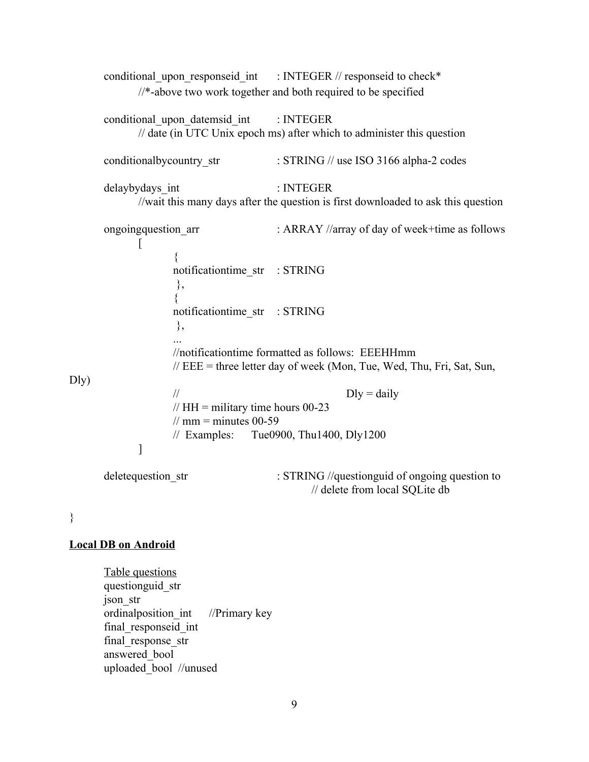```
        conditional_upon_responseid_int      : INTEGER // responseid to check*
                //*-above two work together and both required to be specified

        conditional_upon_datemsid_int        : INTEGER
                // date (in UTC Unix epoch ms) after which to administer this question

        conditionalbycountry_str             : STRING // use ISO 3166 alpha-2 codes

        delaybydays_int                      : INTEGER
                //wait this many days after the question is first downloaded to ask this question

        ongoingquestion_arr                  : ARRAY //array of day of week+time as follows
                [
                        {
                        notificationtime_str    : STRING
                        },
                        {
                        notificationtime_str    : STRING
                        },
                        ...
                        //notificationtime formatted as follows:  EEEHHmm
                        // EEE = three letter day of week (Mon, Tue, Wed, Thu, Fri, Sat, Sun,
Dly)
                        //                              Dly = daily
                        // HH = military time hours 00-23
                        // mm = minutes 00-59
                        //  Examples:     Tue0900, Thu1400, Dly1200
                ]

        deletequestion_str                   : STRING //questionguid of ongoing question to
                                                      // delete from local SQLite db

}
```

**Local DB on Android**

Table questions
questionguid_str
json_str
ordinalposition_int      //Primary key
final_responseid_int
final_response_str
answered_bool
uploaded_bool  //unused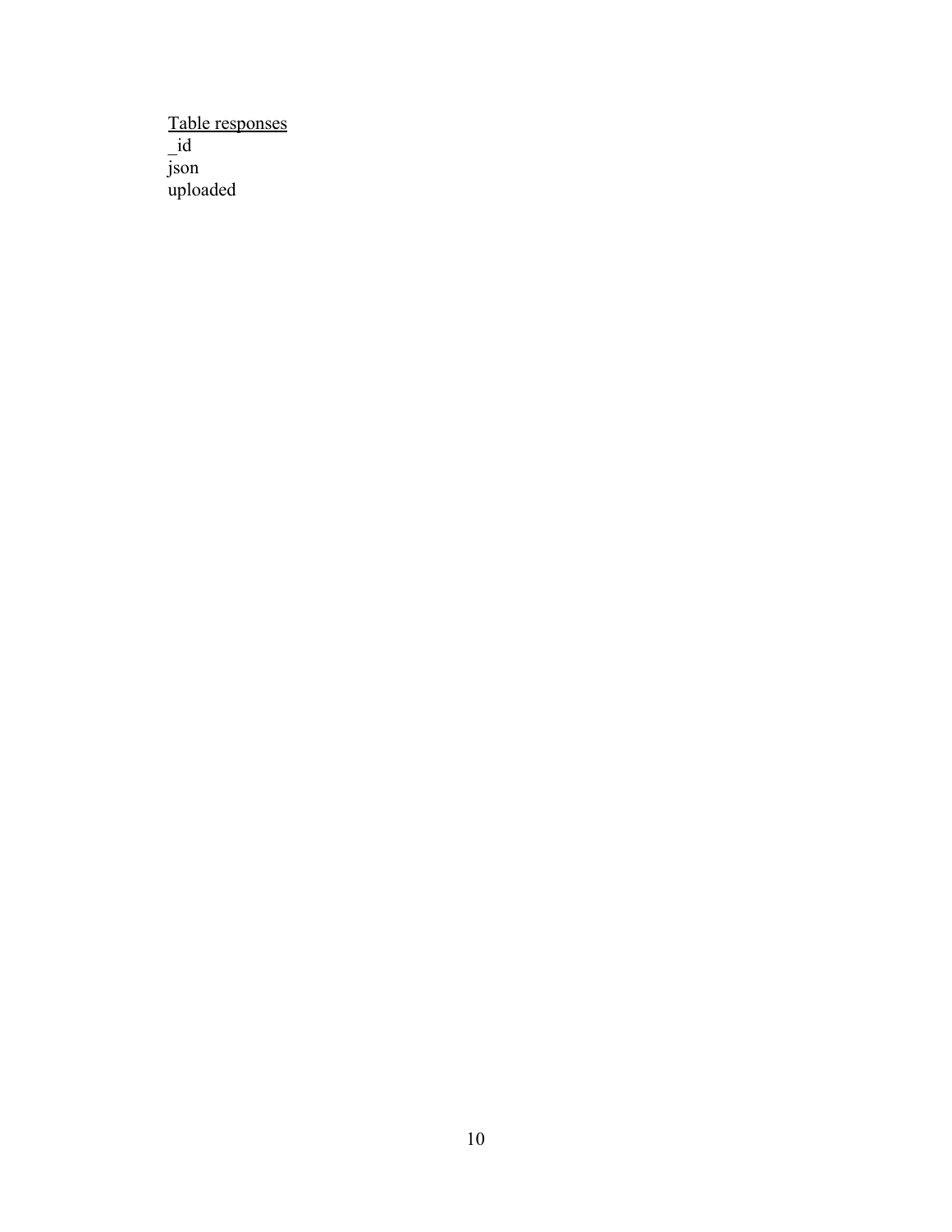<u>Table responses</u>
_id
json
uploaded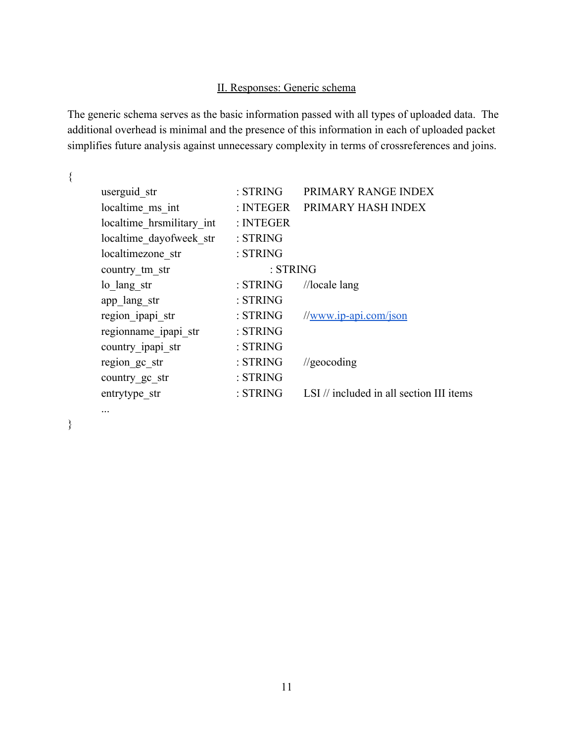## II. Responses: Generic schema

The generic schema serves as the basic information passed with all types of uploaded data. The additional overhead is minimal and the presence of this information in each of uploaded packet simplifies future analysis against unnecessary complexity in terms of crossreferences and joins.

```
{
    userguid_str                : STRING     PRIMARY RANGE INDEX
    localtime_ms_int            : INTEGER    PRIMARY HASH INDEX
    localtime_hrsmilitary_int   : INTEGER
    localtime_dayofweek_str     : STRING
    localtimezone_str           : STRING
    country_tm_str                    : STRING
    lo_lang_str                 : STRING     //locale lang
    app_lang_str                : STRING
    region_ipapi_str            : STRING     //www.ip-api.com/json
    regionname_ipapi_str        : STRING
    country_ipapi_str           : STRING
    region_gc_str               : STRING     //geocoding
    country_gc_str              : STRING
    entrytype_str               : STRING     LSI // included in all section III items
    ...
}
```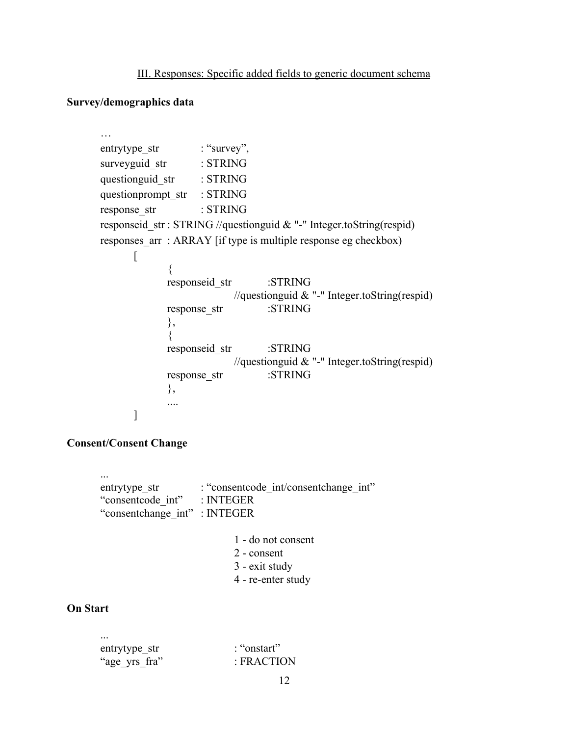III. Responses: Specific added fields to generic document schema

**Survey/demographics data**

```
…
entrytype_str           : "survey",
surveyguid_str          : STRING
questionguid_str        : STRING
questionprompt_str      : STRING
response_str            : STRING
responseid_str : STRING //questionguid & "-" Integer.toString(respid)
responses_arr  : ARRAY [if type is multiple response eg checkbox)
        [
                {
                responseid_str          :STRING
                                //questionguid & "-" Integer.toString(respid)
                response_str            :STRING
                },
                {
                responseid_str          :STRING
                                //questionguid & "-" Integer.toString(respid)
                response_str            :STRING
                },
                ....
        ]
```

**Consent/Consent Change**

```
...
entrytype_str           : "consentcode_int/consentchange_int"
"consentcode_int"       : INTEGER
"consentchange_int"     : INTEGER

                        1 - do not consent
                        2 - consent
                        3 - exit study
                        4 - re-enter study
```

**On Start**

```
...
entrytype_str                   : "onstart"
"age_yrs_fra"                   : FRACTION
```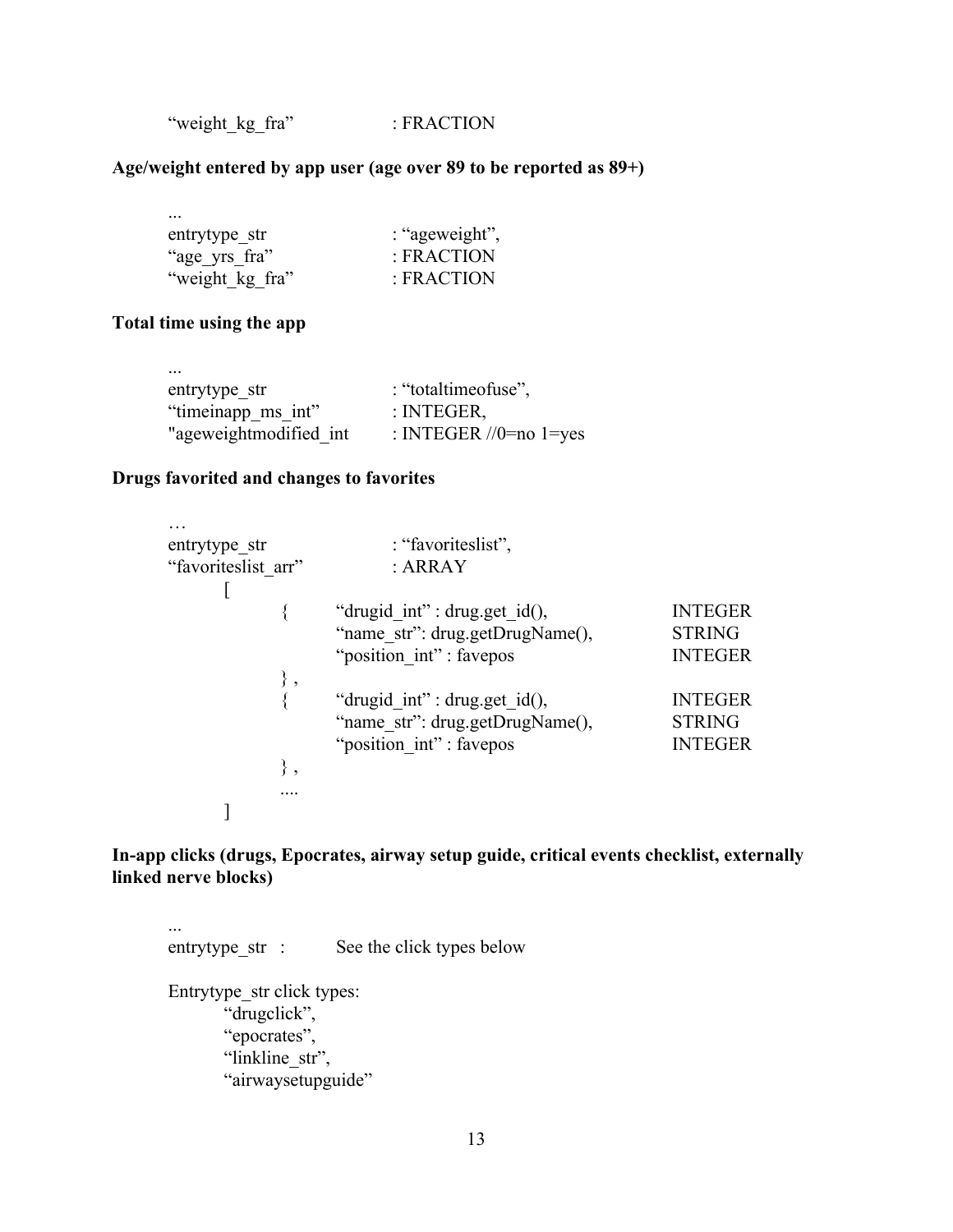```
"weight_kg_fra"              : FRACTION
```

**Age/weight entered by app user (age over 89 to be reported as 89+)**

```
...
entrytype_str                : "ageweight",
"age_yrs_fra"                : FRACTION
"weight_kg_fra"              : FRACTION
```

**Total time using the app**

```
...
entrytype_str                : "totaltimeofuse",
"timeinapp_ms_int"           : INTEGER,
"ageweightmodified_int       : INTEGER //0=no 1=yes
```

**Drugs favorited and changes to favorites**

```
…
entrytype_str                : "favoriteslist",
"favoriteslist_arr"          : ARRAY
    [
        {   "drugid_int" : drug.get_id(),           INTEGER
            "name_str": drug.getDrugName(),         STRING
            "position_int" : favepos                INTEGER
        } ,
        {   "drugid_int" : drug.get_id(),           INTEGER
            "name_str": drug.getDrugName(),         STRING
            "position_int" : favepos                INTEGER
        } ,
        ....
    ]
```

**In-app clicks (drugs, Epocrates, airway setup guide, critical events checklist, externally linked nerve blocks)**

```
...
entrytype_str  :        See the click types below

Entrytype_str click types:
    "drugclick",
    "epocrates",
    "linkline_str",
    "airwaysetupguide"
```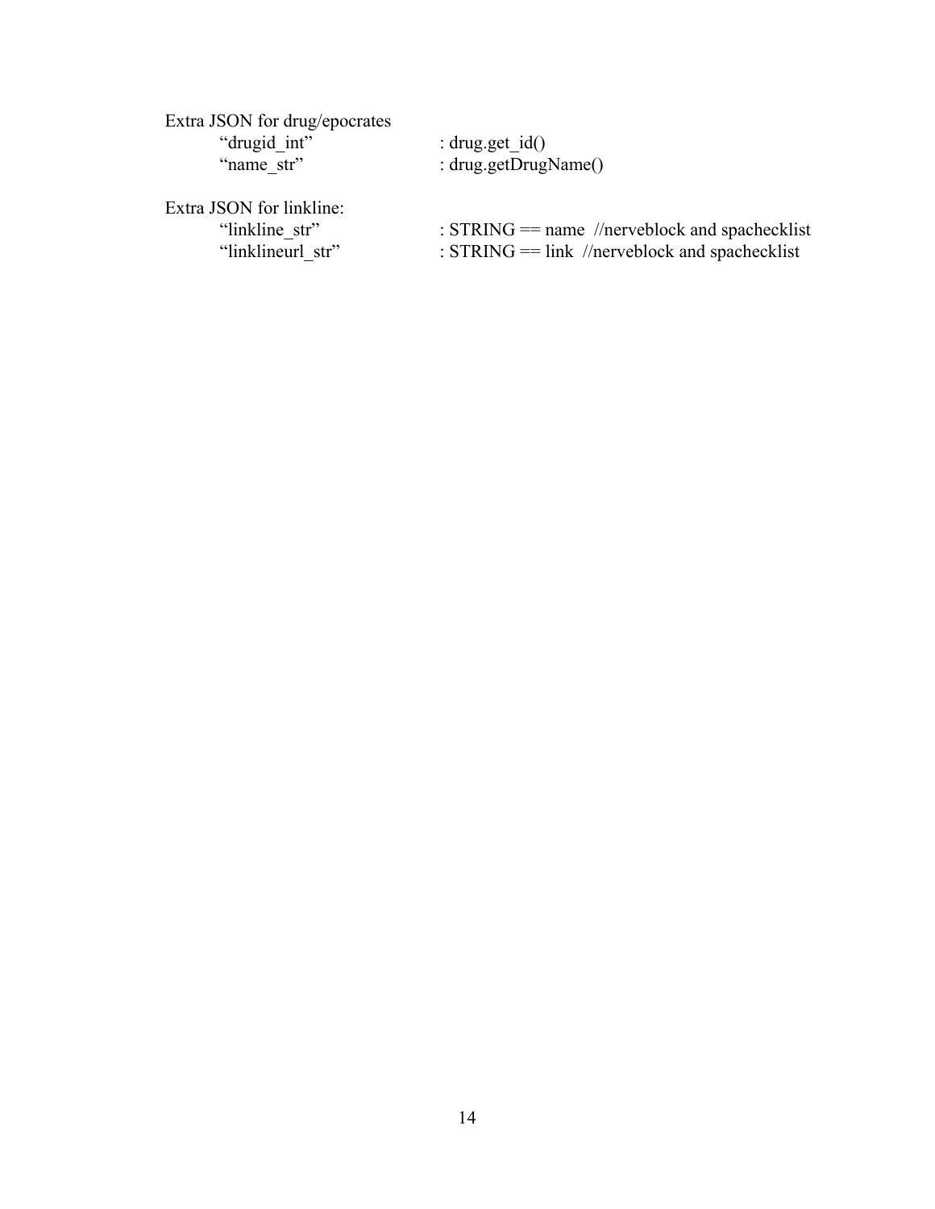Extra JSON for drug/epocrates

“drugid_int” : drug.get_id()
“name_str” : drug.getDrugName()

Extra JSON for linkline:

“linkline_str” : STRING == name //nerveblock and spachecklist
“linklineurl_str” : STRING == link //nerveblock and spachecklist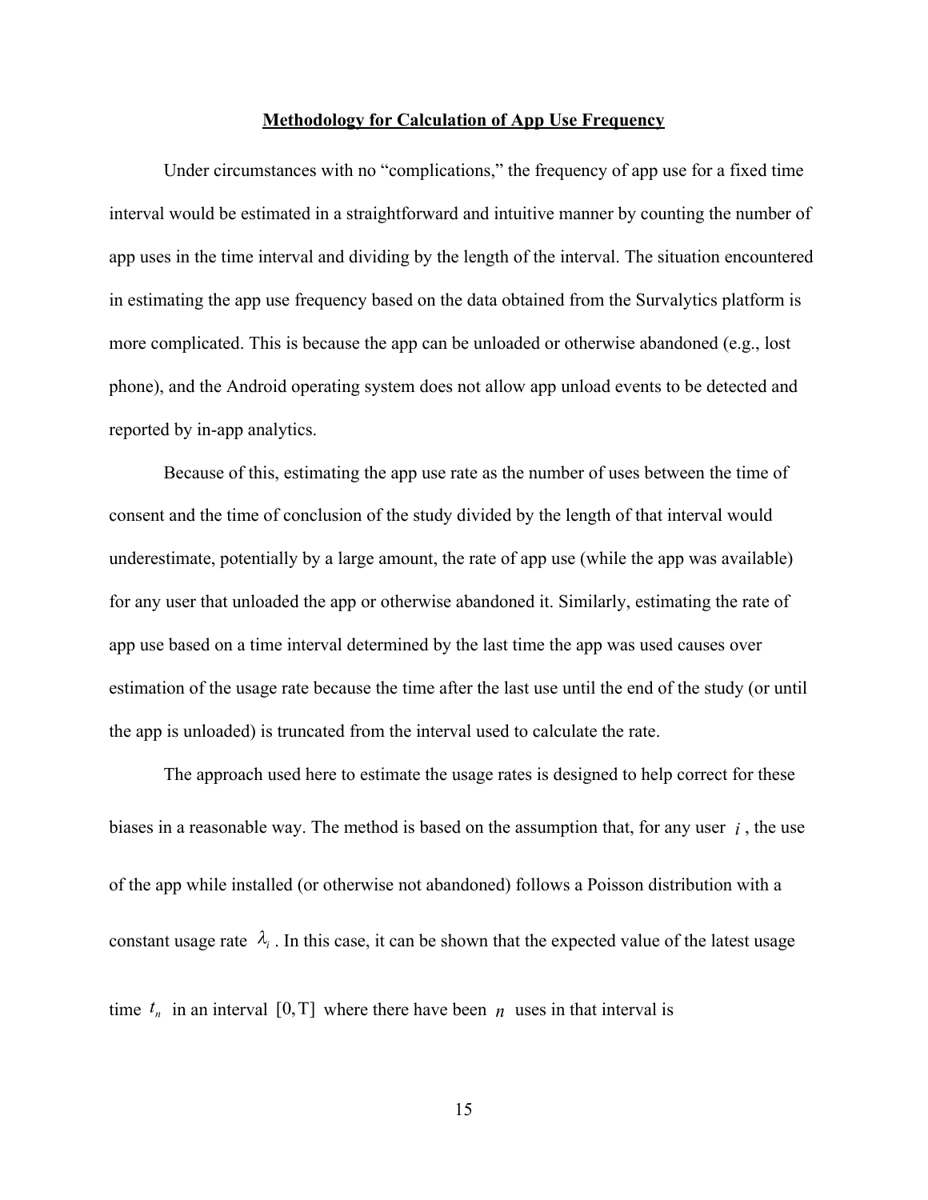## Methodology for Calculation of App Use Frequency

Under circumstances with no "complications," the frequency of app use for a fixed time interval would be estimated in a straightforward and intuitive manner by counting the number of app uses in the time interval and dividing by the length of the interval. The situation encountered in estimating the app use frequency based on the data obtained from the Survalytics platform is more complicated. This is because the app can be unloaded or otherwise abandoned (e.g., lost phone), and the Android operating system does not allow app unload events to be detected and reported by in-app analytics.

Because of this, estimating the app use rate as the number of uses between the time of consent and the time of conclusion of the study divided by the length of that interval would underestimate, potentially by a large amount, the rate of app use (while the app was available) for any user that unloaded the app or otherwise abandoned it. Similarly, estimating the rate of app use based on a time interval determined by the last time the app was used causes over estimation of the usage rate because the time after the last use until the end of the study (or until the app is unloaded) is truncated from the interval used to calculate the rate.

The approach used here to estimate the usage rates is designed to help correct for these biases in a reasonable way. The method is based on the assumption that, for any user $i$, the use of the app while installed (or otherwise not abandoned) follows a Poisson distribution with a constant usage rate $\lambda_i$. In this case, it can be shown that the expected value of the latest usage time $t_n$ in an interval $[0, \mathrm{T}]$ where there have been $n$ uses in that interval is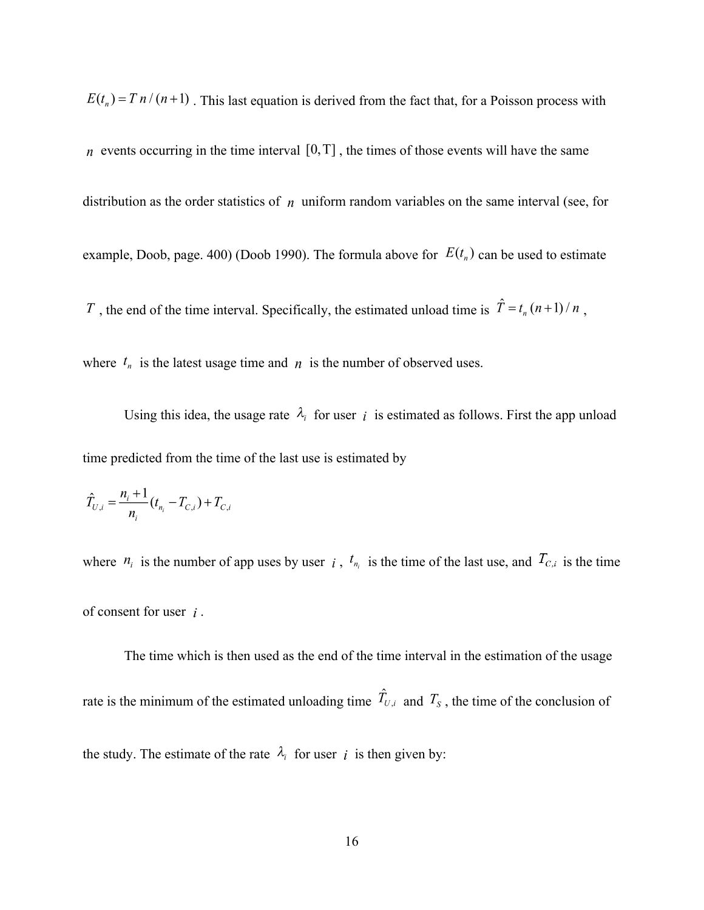$E(t_n) = T\,n/(n+1)$. This last equation is derived from the fact that, for a Poisson process with $n$ events occurring in the time interval $[0, \mathrm{T}]$, the times of those events will have the same distribution as the order statistics of $n$ uniform random variables on the same interval (see, for example, Doob, page. 400) (Doob 1990). The formula above for $E(t_n)$ can be used to estimate $T$, the end of the time interval. Specifically, the estimated unload time is $\hat{T} = t_n\,(n+1)/n$, where $t_n$ is the latest usage time and $n$ is the number of observed uses.

Using this idea, the usage rate $\lambda_i$ for user $i$ is estimated as follows. First the app unload time predicted from the time of the last use is estimated by

$$\hat{T}_{U,i} = \frac{n_i + 1}{n_i}(t_{n_i} - T_{C,i}) + T_{C,i}$$

where $n_i$ is the number of app uses by user $i$, $t_{n_i}$ is the time of the last use, and $T_{C,i}$ is the time of consent for user $i$.

The time which is then used as the end of the time interval in the estimation of the usage rate is the minimum of the estimated unloading time $\hat{T}_{U,i}$ and $T_S$, the time of the conclusion of the study. The estimate of the rate $\lambda_i$ for user $i$ is then given by: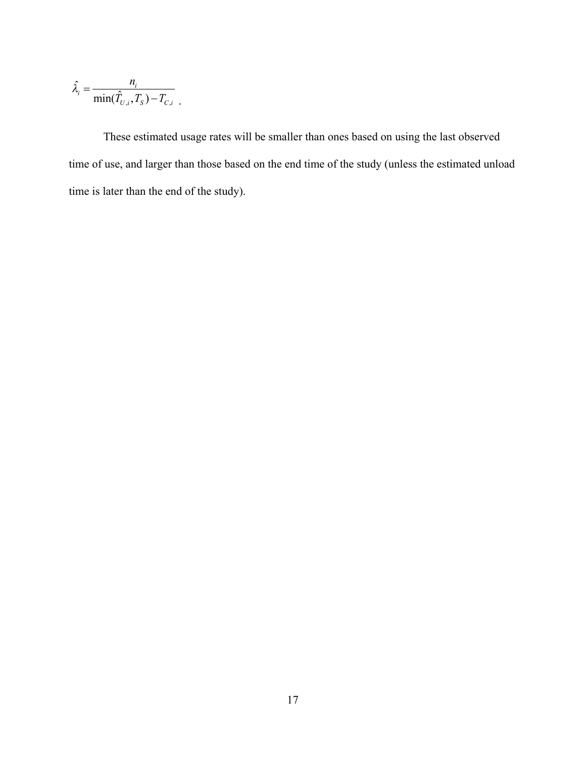$$\hat{\lambda}_i = \frac{n_i}{\min(\hat{T}_{U,i}, T_S) - T_{C,i}} .$$

These estimated usage rates will be smaller than ones based on using the last observed time of use, and larger than those based on the end time of the study (unless the estimated unload time is later than the end of the study).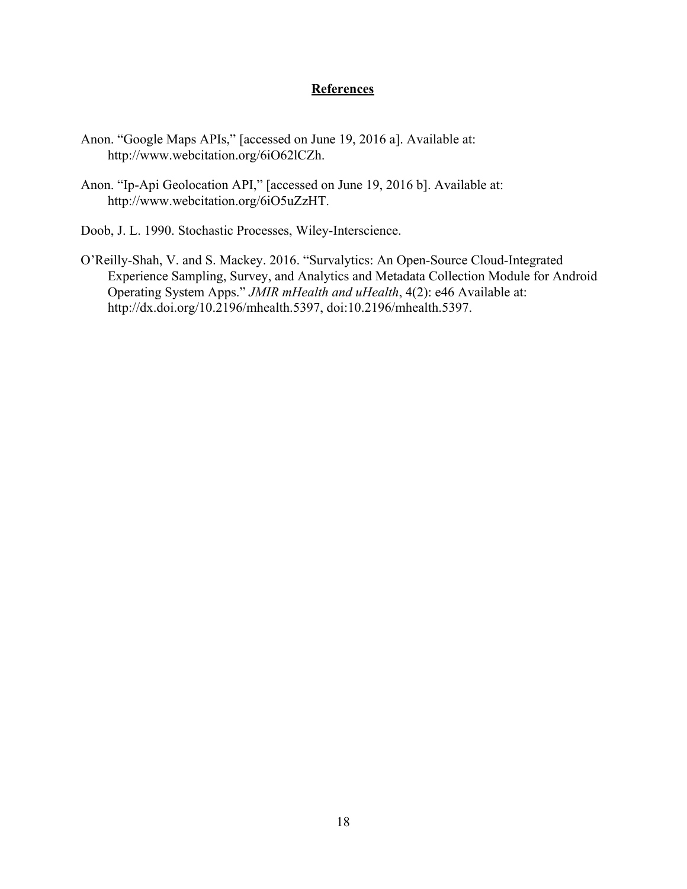## References

Anon. "Google Maps APIs," [accessed on June 19, 2016 a]. Available at: http://www.webcitation.org/6iO62lCZh.

Anon. "Ip-Api Geolocation API," [accessed on June 19, 2016 b]. Available at: http://www.webcitation.org/6iO5uZzHT.

Doob, J. L. 1990. Stochastic Processes, Wiley-Interscience.

O'Reilly-Shah, V. and S. Mackey. 2016. "Survalytics: An Open-Source Cloud-Integrated Experience Sampling, Survey, and Analytics and Metadata Collection Module for Android Operating System Apps." *JMIR mHealth and uHealth*, 4(2): e46 Available at: http://dx.doi.org/10.2196/mhealth.5397, doi:10.2196/mhealth.5397.